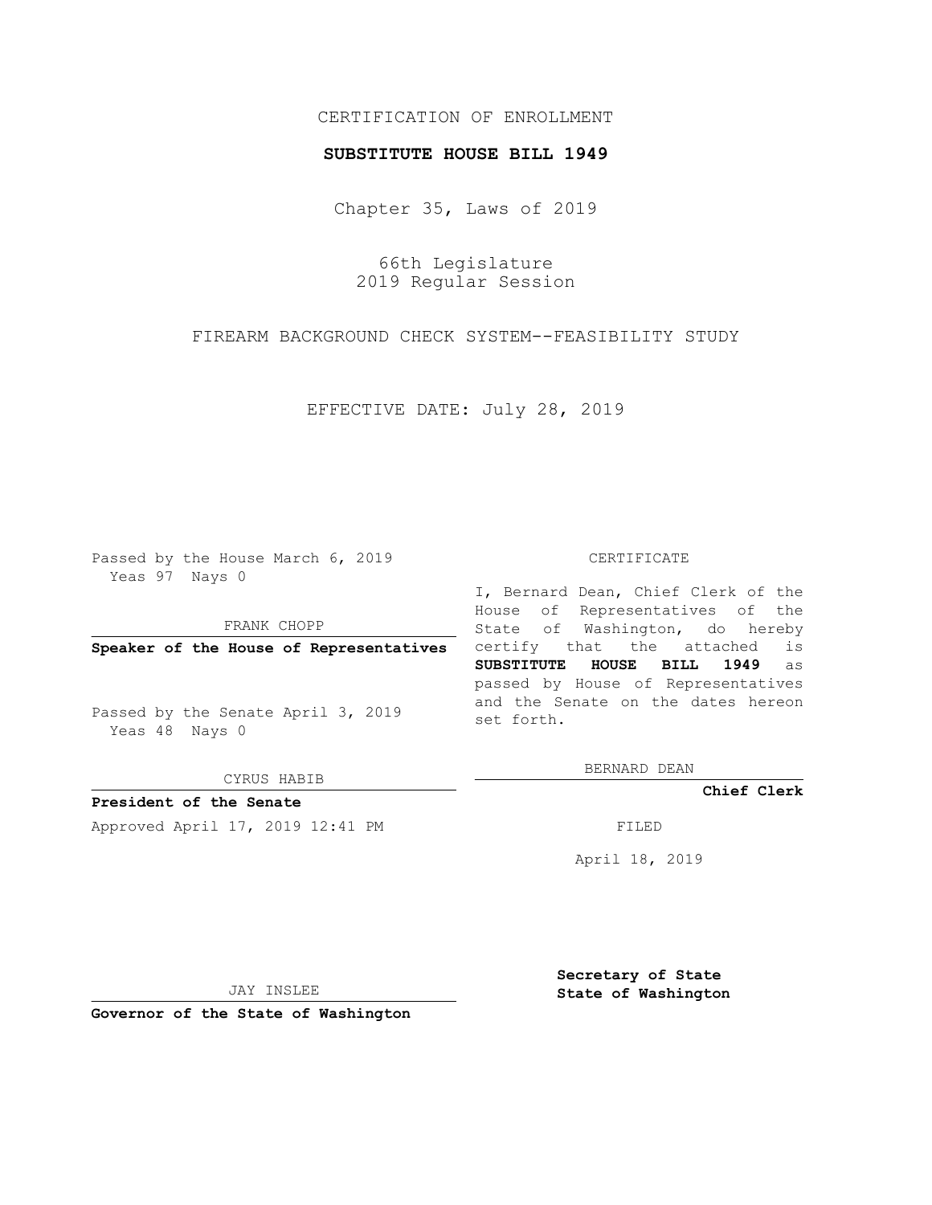CERTIFICATION OF ENROLLMENT

**SUBSTITUTE HOUSE BILL 1949**

Chapter 35, Laws of 2019

66th Legislature
2019 Regular Session

FIREARM BACKGROUND CHECK SYSTEM--FEASIBILITY STUDY

EFFECTIVE DATE: July 28, 2019

Passed by the House March 6, 2019
Yeas 97 Nays 0

FRANK CHOPP

**Speaker of the House of Representatives**

Passed by the Senate April 3, 2019
Yeas 48 Nays 0

CYRUS HABIB

**President of the Senate**

Approved April 17, 2019 12:41 PM

JAY INSLEE

**Governor of the State of Washington**

CERTIFICATE

I, Bernard Dean, Chief Clerk of the House of Representatives of the State of Washington, do hereby certify that the attached is **SUBSTITUTE HOUSE BILL 1949** as passed by House of Representatives and the Senate on the dates hereon set forth.

BERNARD DEAN

**Chief Clerk**

FILED

April 18, 2019

**Secretary of State**
**State of Washington**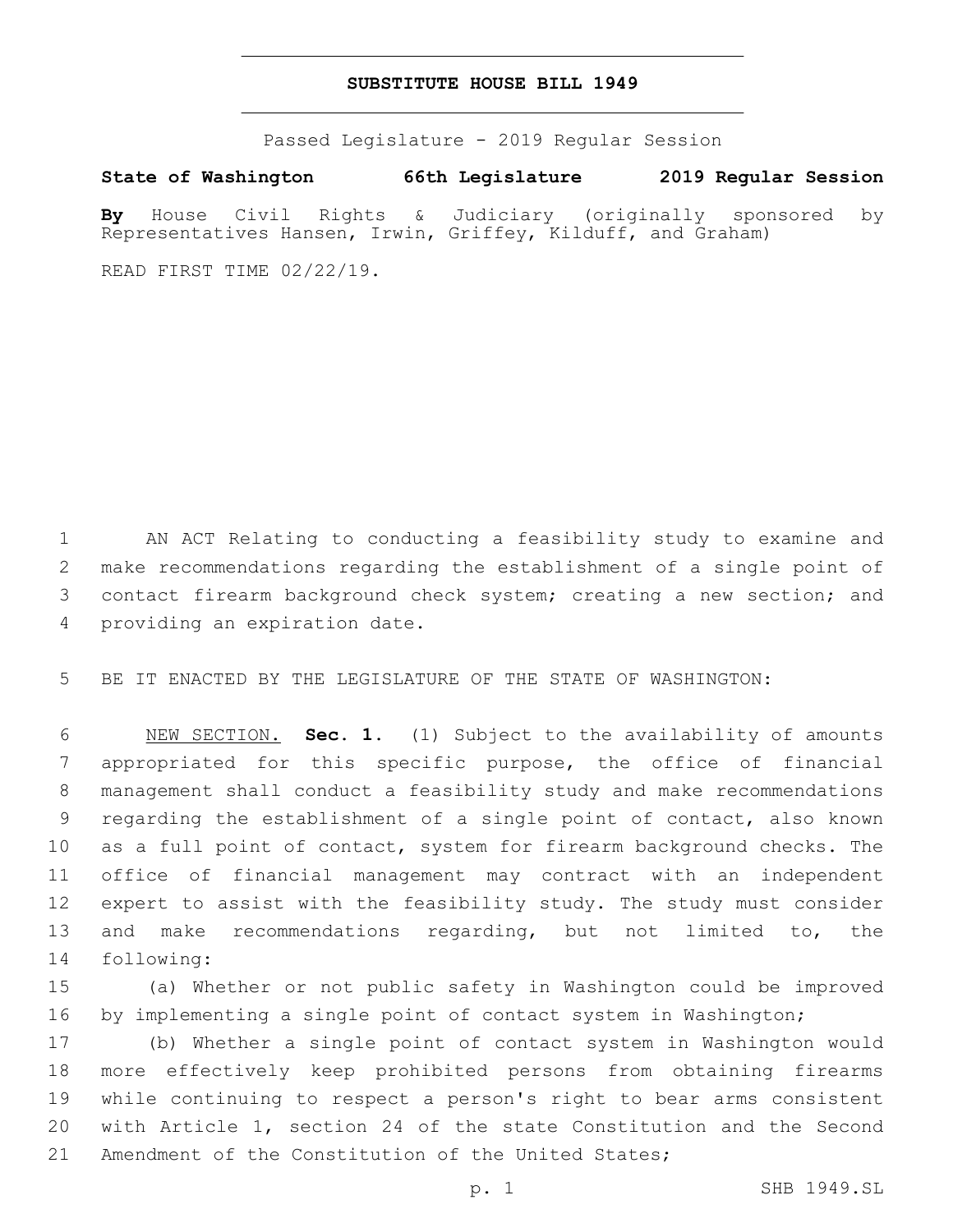# SUBSTITUTE HOUSE BILL 1949

Passed Legislature - 2019 Regular Session

**State of Washington 66th Legislature 2019 Regular Session**

**By** House Civil Rights & Judiciary (originally sponsored by Representatives Hansen, Irwin, Griffey, Kilduff, and Graham)

READ FIRST TIME 02/22/19.

AN ACT Relating to conducting a feasibility study to examine and make recommendations regarding the establishment of a single point of contact firearm background check system; creating a new section; and providing an expiration date.

BE IT ENACTED BY THE LEGISLATURE OF THE STATE OF WASHINGTON:

NEW SECTION. **Sec. 1.** (1) Subject to the availability of amounts appropriated for this specific purpose, the office of financial management shall conduct a feasibility study and make recommendations regarding the establishment of a single point of contact, also known as a full point of contact, system for firearm background checks. The office of financial management may contract with an independent expert to assist with the feasibility study. The study must consider and make recommendations regarding, but not limited to, the following:

(a) Whether or not public safety in Washington could be improved by implementing a single point of contact system in Washington;

(b) Whether a single point of contact system in Washington would more effectively keep prohibited persons from obtaining firearms while continuing to respect a person's right to bear arms consistent with Article 1, section 24 of the state Constitution and the Second Amendment of the Constitution of the United States;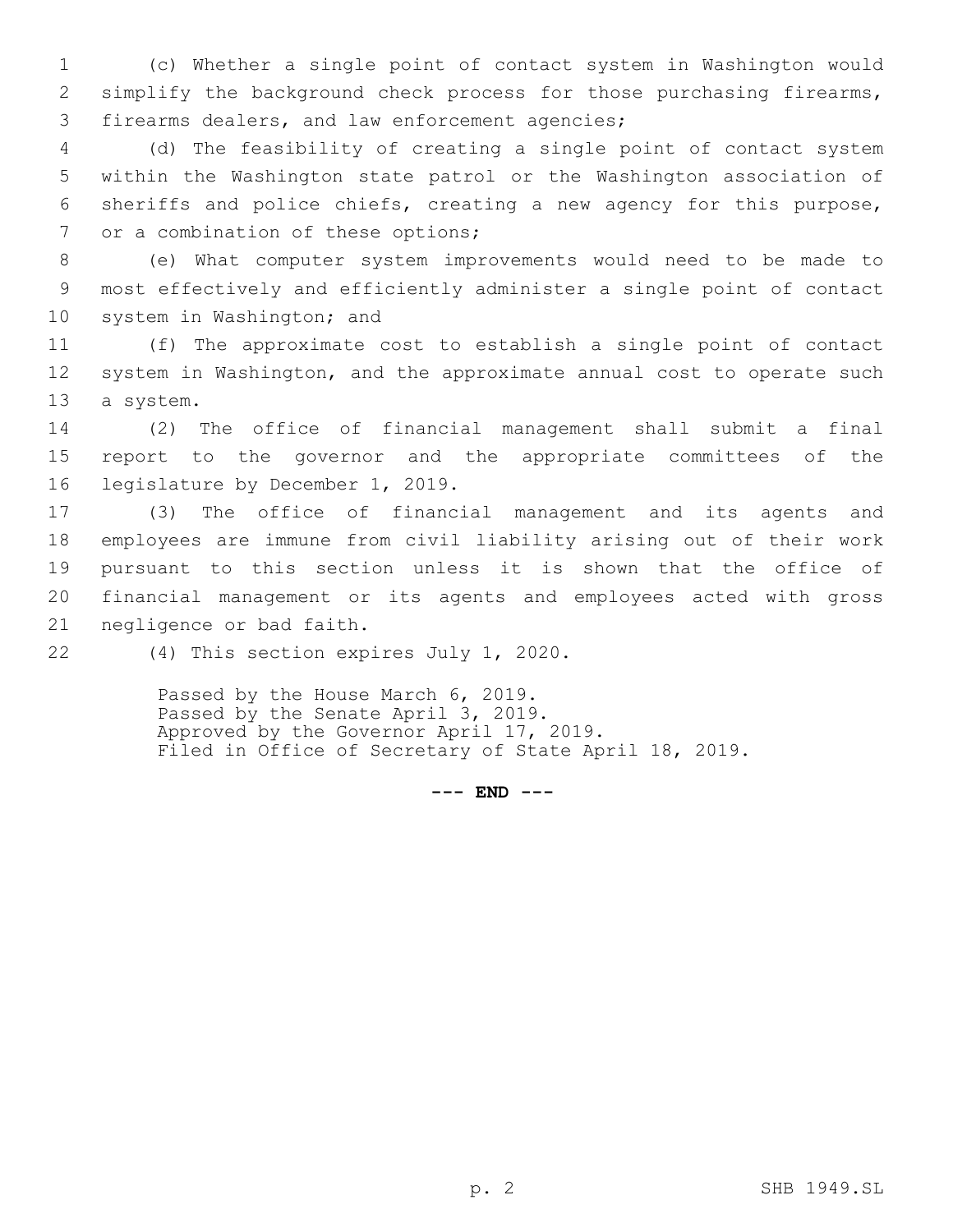(c) Whether a single point of contact system in Washington would simplify the background check process for those purchasing firearms, firearms dealers, and law enforcement agencies;

(d) The feasibility of creating a single point of contact system within the Washington state patrol or the Washington association of sheriffs and police chiefs, creating a new agency for this purpose, or a combination of these options;

(e) What computer system improvements would need to be made to most effectively and efficiently administer a single point of contact system in Washington; and

(f) The approximate cost to establish a single point of contact system in Washington, and the approximate annual cost to operate such a system.

(2) The office of financial management shall submit a final report to the governor and the appropriate committees of the legislature by December 1, 2019.

(3) The office of financial management and its agents and employees are immune from civil liability arising out of their work pursuant to this section unless it is shown that the office of financial management or its agents and employees acted with gross negligence or bad faith.

(4) This section expires July 1, 2020.

Passed by the House March 6, 2019.
Passed by the Senate April 3, 2019.
Approved by the Governor April 17, 2019.
Filed in Office of Secretary of State April 18, 2019.

**--- END ---**